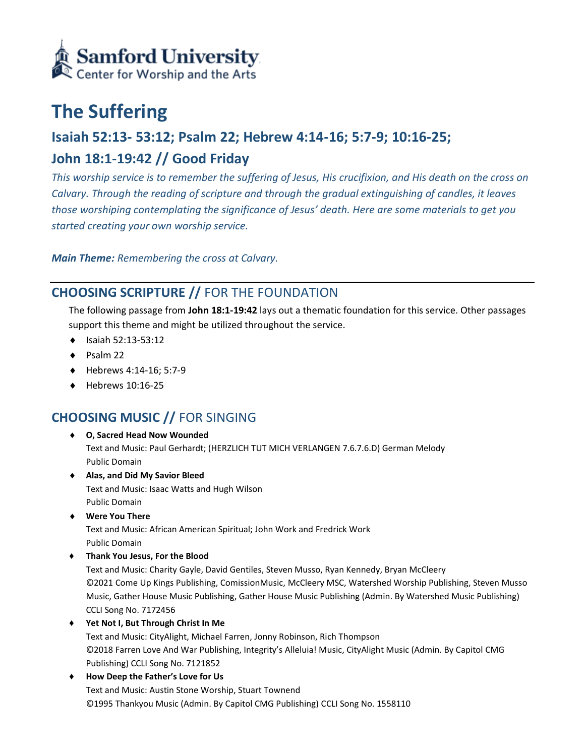**Samford University**
Center for Worship and the Arts

# The Suffering

## Isaiah 52:13- 53:12; Psalm 22; Hebrew 4:14-16; 5:7-9; 10:16-25; John 18:1-19:42 // Good Friday

*This worship service is to remember the suffering of Jesus, His crucifixion, and His death on the cross on Calvary. Through the reading of scripture and through the gradual extinguishing of candles, it leaves those worshiping contemplating the significance of Jesus' death. Here are some materials to get you started creating your own worship service.*

***Main Theme:*** *Remembering the cross at Calvary.*

---

## CHOOSING SCRIPTURE // FOR THE FOUNDATION

The following passage from **John 18:1-19:42** lays out a thematic foundation for this service. Other passages support this theme and might be utilized throughout the service.

- Isaiah 52:13-53:12
- Psalm 22
- Hebrews 4:14-16; 5:7-9
- Hebrews 10:16-25

## CHOOSING MUSIC // FOR SINGING

- **O, Sacred Head Now Wounded**
  Text and Music: Paul Gerhardt; (HERZLICH TUT MICH VERLANGEN 7.6.7.6.D) German Melody
  Public Domain
- **Alas, and Did My Savior Bleed**
  Text and Music: Isaac Watts and Hugh Wilson
  Public Domain
- **Were You There**
  Text and Music: African American Spiritual; John Work and Fredrick Work
  Public Domain
- **Thank You Jesus, For the Blood**
  Text and Music: Charity Gayle, David Gentiles, Steven Musso, Ryan Kennedy, Bryan McCleery
  ©2021 Come Up Kings Publishing, ComissionMusic, McCleery MSC, Watershed Worship Publishing, Steven Musso Music, Gather House Music Publishing, Gather House Music Publishing (Admin. By Watershed Music Publishing) CCLI Song No. 7172456
- **Yet Not I, But Through Christ In Me**
  Text and Music: CityAlight, Michael Farren, Jonny Robinson, Rich Thompson
  ©2018 Farren Love And War Publishing, Integrity's Alleluia! Music, CityAlight Music (Admin. By Capitol CMG Publishing) CCLI Song No. 7121852
- **How Deep the Father's Love for Us**
  Text and Music: Austin Stone Worship, Stuart Townend
  ©1995 Thankyou Music (Admin. By Capitol CMG Publishing) CCLI Song No. 1558110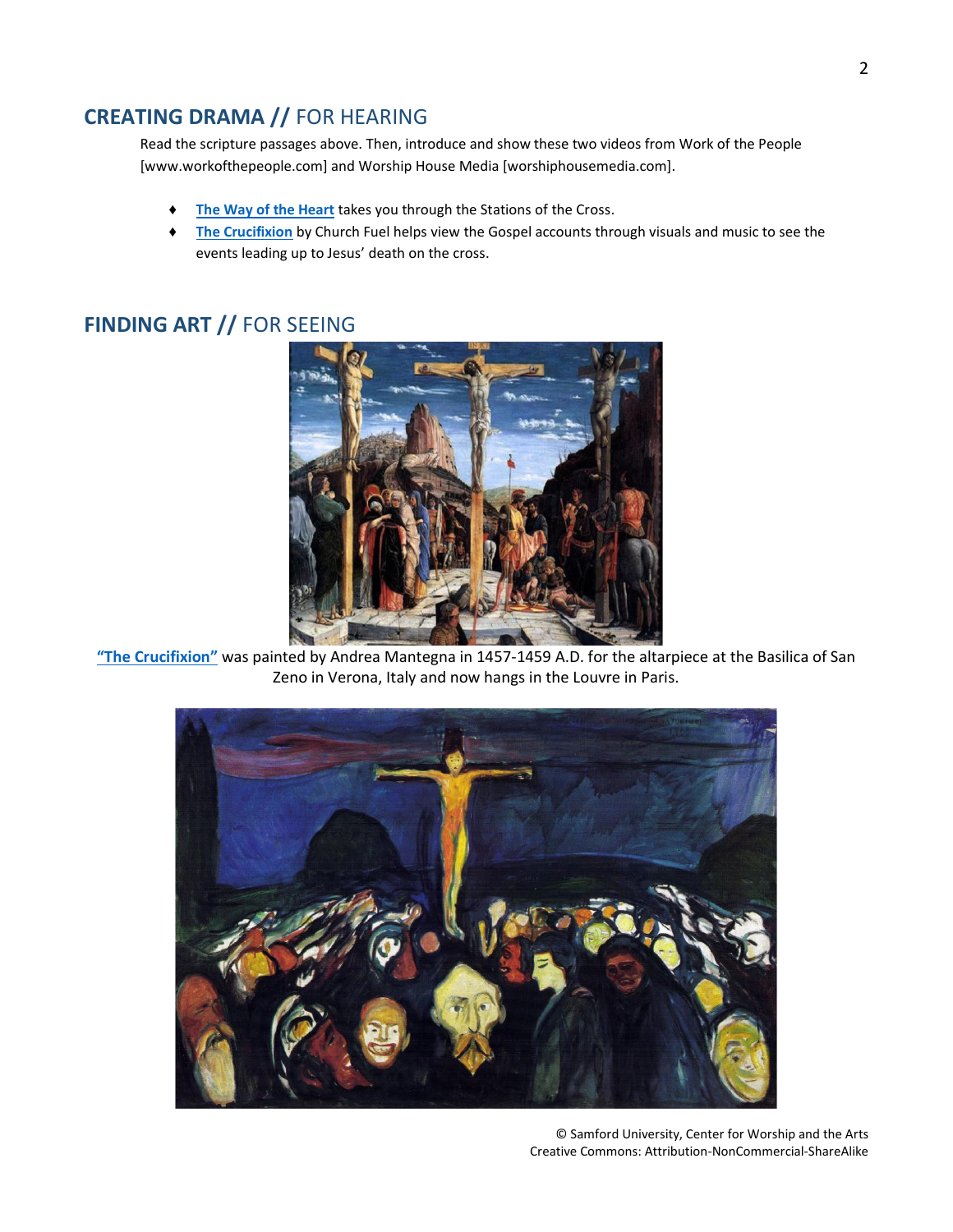## CREATING DRAMA // FOR HEARING

Read the scripture passages above. Then, introduce and show these two videos from Work of the People [www.workofthepeople.com] and Worship House Media [worshiphousemedia.com].

- **The Way of the Heart** takes you through the Stations of the Cross.
- **The Crucifixion** by Church Fuel helps view the Gospel accounts through visuals and music to see the events leading up to Jesus' death on the cross.

## FINDING ART // FOR SEEING

**"The Crucifixion"** was painted by Andrea Mantegna in 1457-1459 A.D. for the altarpiece at the Basilica of San Zeno in Verona, Italy and now hangs in the Louvre in Paris.

© Samford University, Center for Worship and the Arts
Creative Commons: Attribution-NonCommercial-ShareAlike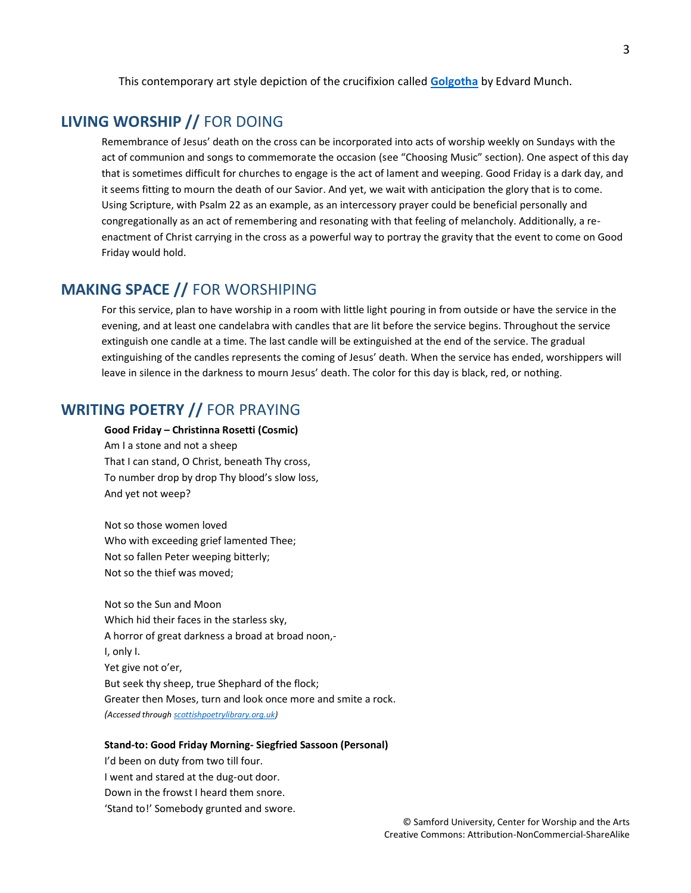This contemporary art style depiction of the crucifixion called **[Golgotha]** by Edvard Munch.

## **LIVING WORSHIP //** FOR DOING

Remembrance of Jesus' death on the cross can be incorporated into acts of worship weekly on Sundays with the act of communion and songs to commemorate the occasion (see "Choosing Music" section). One aspect of this day that is sometimes difficult for churches to engage is the act of lament and weeping. Good Friday is a dark day, and it seems fitting to mourn the death of our Savior. And yet, we wait with anticipation the glory that is to come. Using Scripture, with Psalm 22 as an example, as an intercessory prayer could be beneficial personally and congregationally as an act of remembering and resonating with that feeling of melancholy. Additionally, a re-enactment of Christ carrying in the cross as a powerful way to portray the gravity that the event to come on Good Friday would hold.

## **MAKING SPACE //** FOR WORSHIPING

For this service, plan to have worship in a room with little light pouring in from outside or have the service in the evening, and at least one candelabra with candles that are lit before the service begins. Throughout the service extinguish one candle at a time. The last candle will be extinguished at the end of the service. The gradual extinguishing of the candles represents the coming of Jesus' death. When the service has ended, worshippers will leave in silence in the darkness to mourn Jesus' death. The color for this day is black, red, or nothing.

## **WRITING POETRY //** FOR PRAYING

**Good Friday – Christinna Rosetti (Cosmic)**

Am I a stone and not a sheep
That I can stand, O Christ, beneath Thy cross,
To number drop by drop Thy blood's slow loss,
And yet not weep?

Not so those women loved
Who with exceeding grief lamented Thee;
Not so fallen Peter weeping bitterly;
Not so the thief was moved;

Not so the Sun and Moon
Which hid their faces in the starless sky,
A horror of great darkness a broad at broad noon,-
I, only I.
Yet give not o'er,
But seek thy sheep, true Shephard of the flock;
Greater then Moses, turn and look once more and smite a rock.

*(Accessed through scottishpoetrylibrary.org.uk)*

**Stand-to: Good Friday Morning- Siegfried Sassoon (Personal)**

I'd been on duty from two till four.
I went and stared at the dug-out door.
Down in the frowst I heard them snore.
'Stand to!' Somebody grunted and swore.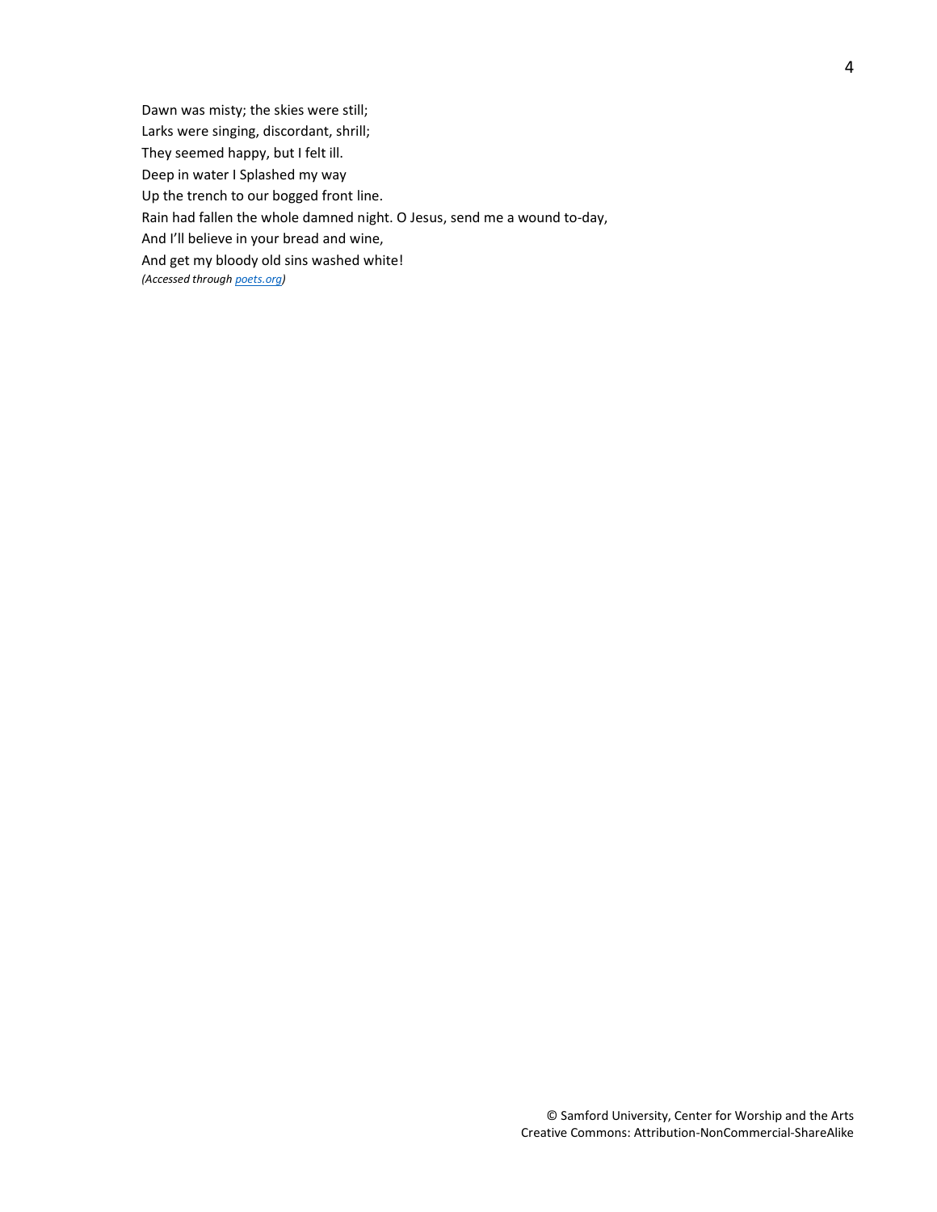Dawn was misty; the skies were still;  
Larks were singing, discordant, shrill;  
They seemed happy, but I felt ill.  
Deep in water I Splashed my way  
Up the trench to our bogged front line.  
Rain had fallen the whole damned night. O Jesus, send me a wound to-day,  
And I'll believe in your bread and wine,  
And get my bloody old sins washed white!  
*(Accessed through [poets.org](poets.org))*

© Samford University, Center for Worship and the Arts  
Creative Commons: Attribution-NonCommercial-ShareAlike